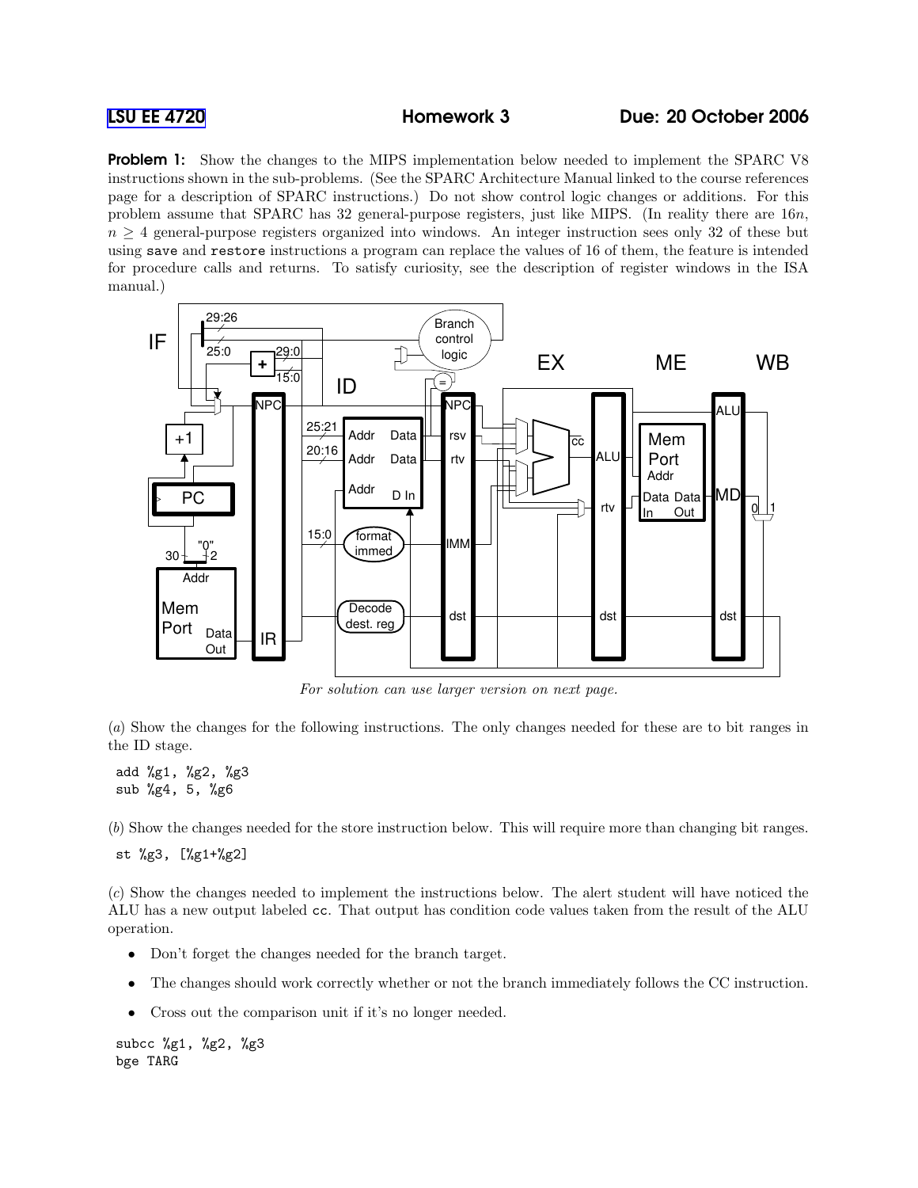**LSU EE 4720** **Homework 3** **Due: 20 October 2006**

**Problem 1:** Show the changes to the MIPS implementation below needed to implement the SPARC V8 instructions shown in the sub-problems. (See the SPARC Architecture Manual linked to the course references page for a description of SPARC instructions.) Do not show control logic changes or additions. For this problem assume that SPARC has 32 general-purpose registers, just like MIPS. (In reality there are $16n$, $n \geq 4$ general-purpose registers organized into windows. An integer instruction sees only 32 of these but using `save` and `restore` instructions a program can replace the values of 16 of them, the feature is intended for procedure calls and returns. To satisfy curiosity, see the description of register windows in the ISA manual.)

*For solution can use larger version on next page.*

(*a*) Show the changes for the following instructions. The only changes needed for these are to bit ranges in the ID stage.

```
add %g1, %g2, %g3
sub %g4, 5, %g6
```

(*b*) Show the changes needed for the store instruction below. This will require more than changing bit ranges.

```
st %g3, [%g1+%g2]
```

(*c*) Show the changes needed to implement the instructions below. The alert student will have noticed the ALU has a new output labeled cc. That output has condition code values taken from the result of the ALU operation.

- Don't forget the changes needed for the branch target.
- The changes should work correctly whether or not the branch immediately follows the CC instruction.
- Cross out the comparison unit if it's no longer needed.

```
subcc %g1, %g2, %g3
bge TARG
```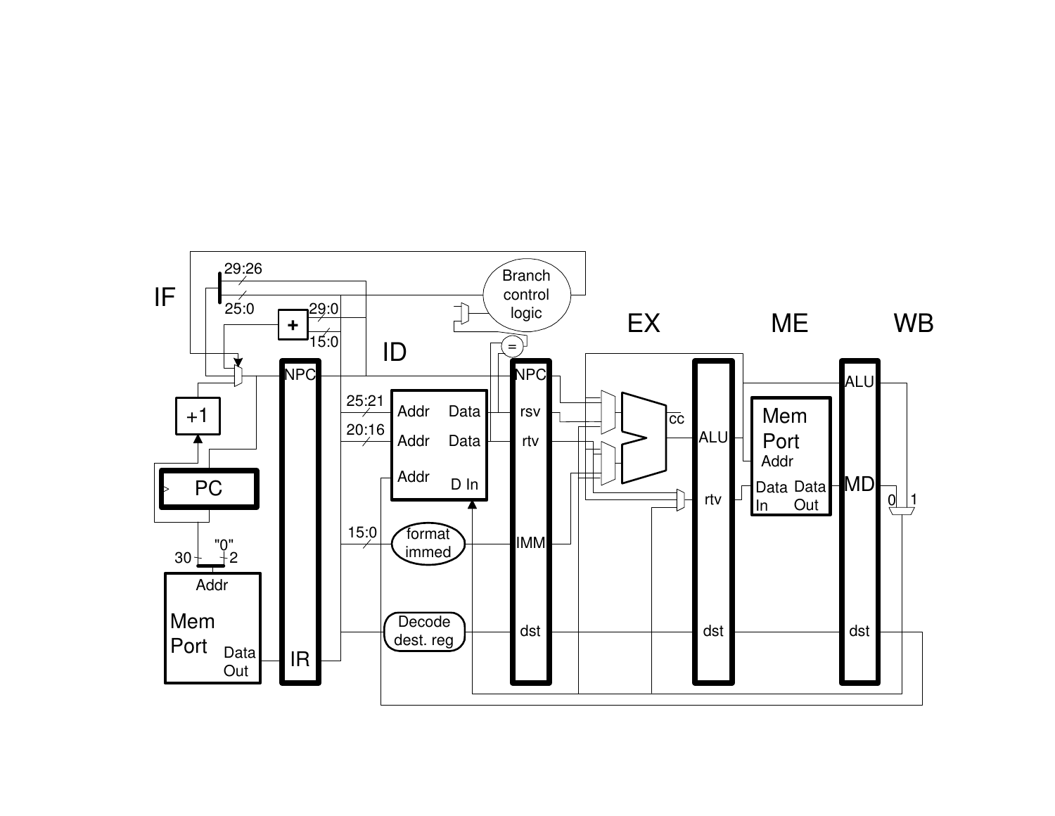IF

ID

EX

ME

WB

29:26

25:0

29:0

15:0

Branch control logic

=

+

+1

PC

30

"0"

2

Addr

Mem Port

Data Out

NPC

IR

25:21

20:16

15:0

Addr

Addr

Addr

Data

Data

D In

format immed

Decode dest. reg

NPC

rsv

rtv

IMM

dst

cc

ALU

rtv

dst

Mem Port

Addr

Data In

Data Out

ALU

MD

dst

0

1